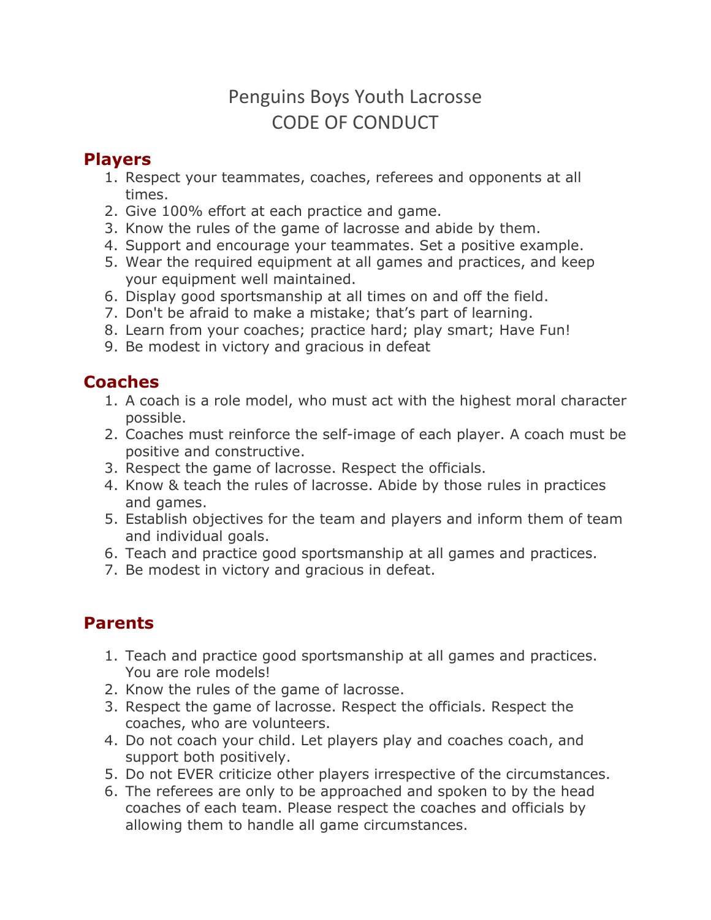# Penguins Boys Youth Lacrosse
# CODE OF CONDUCT

## Players

1. Respect your teammates, coaches, referees and opponents at all times.
2. Give 100% effort at each practice and game.
3. Know the rules of the game of lacrosse and abide by them.
4. Support and encourage your teammates. Set a positive example.
5. Wear the required equipment at all games and practices, and keep your equipment well maintained.
6. Display good sportsmanship at all times on and off the field.
7. Don't be afraid to make a mistake; that's part of learning.
8. Learn from your coaches; practice hard; play smart; Have Fun!
9. Be modest in victory and gracious in defeat

## Coaches

1. A coach is a role model, who must act with the highest moral character possible.
2. Coaches must reinforce the self-image of each player. A coach must be positive and constructive.
3. Respect the game of lacrosse. Respect the officials.
4. Know & teach the rules of lacrosse. Abide by those rules in practices and games.
5. Establish objectives for the team and players and inform them of team and individual goals.
6. Teach and practice good sportsmanship at all games and practices.
7. Be modest in victory and gracious in defeat.

## Parents

1. Teach and practice good sportsmanship at all games and practices. You are role models!
2. Know the rules of the game of lacrosse.
3. Respect the game of lacrosse. Respect the officials. Respect the coaches, who are volunteers.
4. Do not coach your child. Let players play and coaches coach, and support both positively.
5. Do not EVER criticize other players irrespective of the circumstances.
6. The referees are only to be approached and spoken to by the head coaches of each team. Please respect the coaches and officials by allowing them to handle all game circumstances.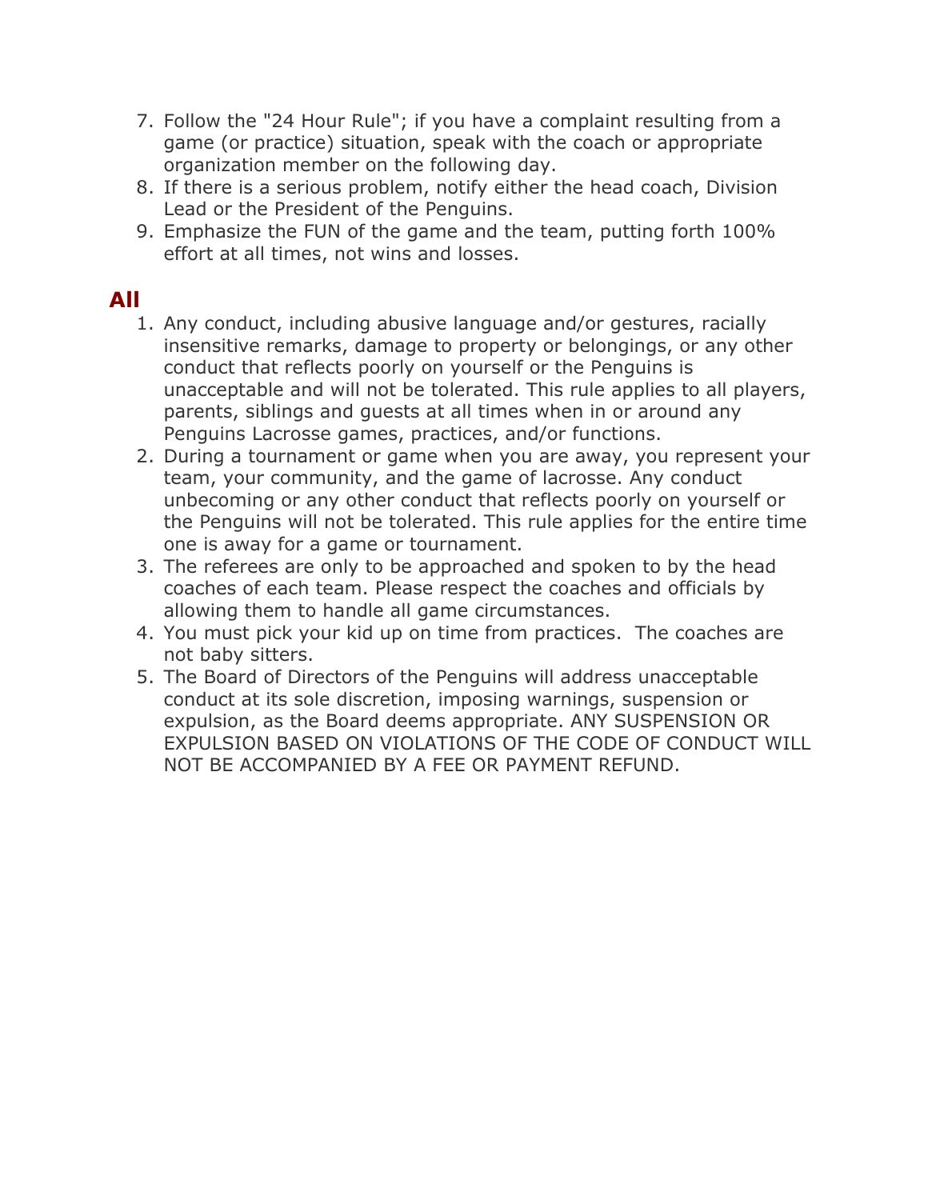7. Follow the "24 Hour Rule"; if you have a complaint resulting from a game (or practice) situation, speak with the coach or appropriate organization member on the following day.
8. If there is a serious problem, notify either the head coach, Division Lead or the President of the Penguins.
9. Emphasize the FUN of the game and the team, putting forth 100% effort at all times, not wins and losses.

## All

1. Any conduct, including abusive language and/or gestures, racially insensitive remarks, damage to property or belongings, or any other conduct that reflects poorly on yourself or the Penguins is unacceptable and will not be tolerated. This rule applies to all players, parents, siblings and guests at all times when in or around any Penguins Lacrosse games, practices, and/or functions.
2. During a tournament or game when you are away, you represent your team, your community, and the game of lacrosse. Any conduct unbecoming or any other conduct that reflects poorly on yourself or the Penguins will not be tolerated. This rule applies for the entire time one is away for a game or tournament.
3. The referees are only to be approached and spoken to by the head coaches of each team. Please respect the coaches and officials by allowing them to handle all game circumstances.
4. You must pick your kid up on time from practices. The coaches are not baby sitters.
5. The Board of Directors of the Penguins will address unacceptable conduct at its sole discretion, imposing warnings, suspension or expulsion, as the Board deems appropriate. ANY SUSPENSION OR EXPULSION BASED ON VIOLATIONS OF THE CODE OF CONDUCT WILL NOT BE ACCOMPANIED BY A FEE OR PAYMENT REFUND.